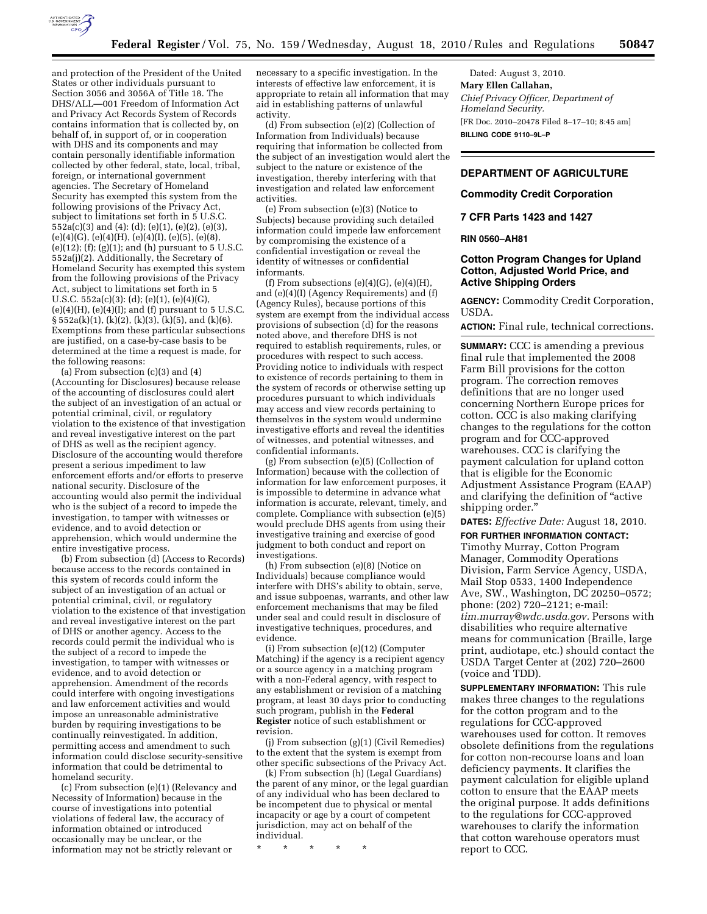and protection of the President of the United States or other individuals pursuant to Section 3056 and 3056A of Title 18. The DHS/ALL—001 Freedom of Information Act and Privacy Act Records System of Records contains information that is collected by, on behalf of, in support of, or in cooperation with DHS and its components and may contain personally identifiable information collected by other federal, state, local, tribal, foreign, or international government agencies. The Secretary of Homeland Security has exempted this system from the following provisions of the Privacy Act, subject to limitations set forth in 5 U.S.C. 552a(c)(3) and (4): (d); (e)(1), (e)(2), (e)(3), (e)(4)(G), (e)(4)(H), (e)(4)(I), (e)(5), (e)(8), (e)(12); (f); (g)(1); and (h) pursuant to 5 U.S.C. 552a(j)(2). Additionally, the Secretary of Homeland Security has exempted this system from the following provisions of the Privacy Act, subject to limitations set forth in 5 U.S.C. 552a(c)(3): (d); (e)(1), (e)(4)(G), (e)(4)(H), (e)(4)(I); and (f) pursuant to 5 U.S.C. § 552a(k)(1), (k)(2), (k)(3), (k)(5), and (k)(6). Exemptions from these particular subsections are justified, on a case-by-case basis to be determined at the time a request is made, for the following reasons:

(a) From subsection (c)(3) and (4) (Accounting for Disclosures) because release of the accounting of disclosures could alert the subject of an investigation of an actual or potential criminal, civil, or regulatory violation to the existence of that investigation and reveal investigative interest on the part of DHS as well as the recipient agency. Disclosure of the accounting would therefore present a serious impediment to law enforcement efforts and/or efforts to preserve national security. Disclosure of the accounting would also permit the individual who is the subject of a record to impede the investigation, to tamper with witnesses or evidence, and to avoid detection or apprehension, which would undermine the entire investigative process.

(b) From subsection (d) (Access to Records) because access to the records contained in this system of records could inform the subject of an investigation of an actual or potential criminal, civil, or regulatory violation to the existence of that investigation and reveal investigative interest on the part of DHS or another agency. Access to the records could permit the individual who is the subject of a record to impede the investigation, to tamper with witnesses or evidence, and to avoid detection or apprehension. Amendment of the records could interfere with ongoing investigations and law enforcement activities and would impose an unreasonable administrative burden by requiring investigations to be continually reinvestigated. In addition, permitting access and amendment to such information could disclose security-sensitive information that could be detrimental to homeland security.

(c) From subsection (e)(1) (Relevancy and Necessity of Information) because in the course of investigations into potential violations of federal law, the accuracy of information obtained or introduced occasionally may be unclear, or the information may not be strictly relevant or necessary to a specific investigation. In the interests of effective law enforcement, it is appropriate to retain all information that may aid in establishing patterns of unlawful activity.

(d) From subsection (e)(2) (Collection of Information from Individuals) because requiring that information be collected from the subject of an investigation would alert the subject to the nature or existence of the investigation, thereby interfering with that investigation and related law enforcement activities.

(e) From subsection (e)(3) (Notice to Subjects) because providing such detailed information could impede law enforcement by compromising the existence of a confidential investigation or reveal the identity of witnesses or confidential informants.

(f) From subsections (e)(4)(G), (e)(4)(H), and (e)(4)(I) (Agency Requirements) and (f) (Agency Rules), because portions of this system are exempt from the individual access provisions of subsection (d) for the reasons noted above, and therefore DHS is not required to establish requirements, rules, or procedures with respect to such access. Providing notice to individuals with respect to existence of records pertaining to them in the system of records or otherwise setting up procedures pursuant to which individuals may access and view records pertaining to themselves in the system would undermine investigative efforts and reveal the identities of witnesses, and potential witnesses, and confidential informants.

(g) From subsection (e)(5) (Collection of Information) because with the collection of information for law enforcement purposes, it is impossible to determine in advance what information is accurate, relevant, timely, and complete. Compliance with subsection (e)(5) would preclude DHS agents from using their investigative training and exercise of good judgment to both conduct and report on investigations.

(h) From subsection (e)(8) (Notice on Individuals) because compliance would interfere with DHS's ability to obtain, serve, and issue subpoenas, warrants, and other law enforcement mechanisms that may be filed under seal and could result in disclosure of investigative techniques, procedures, and evidence.

(i) From subsection (e)(12) (Computer Matching) if the agency is a recipient agency or a source agency in a matching program with a non-Federal agency, with respect to any establishment or revision of a matching program, at least 30 days prior to conducting such program, publish in the **Federal Register** notice of such establishment or revision.

(j) From subsection (g)(1) (Civil Remedies) to the extent that the system is exempt from other specific subsections of the Privacy Act.

(k) From subsection (h) (Legal Guardians) the parent of any minor, or the legal guardian of any individual who has been declared to be incompetent due to physical or mental incapacity or age by a court of competent jurisdiction, may act on behalf of the individual.

\* \* \* \* \*

Dated: August 3, 2010.

**Mary Ellen Callahan,**

*Chief Privacy Officer, Department of Homeland Security.*

[FR Doc. 2010–20478 Filed 8–17–10; 8:45 am]

**BILLING CODE 9110–9L–P**

## DEPARTMENT OF AGRICULTURE

### Commodity Credit Corporation

### 7 CFR Parts 1423 and 1427

### RIN 0560–AH81

### Cotton Program Changes for Upland Cotton, Adjusted World Price, and Active Shipping Orders

**AGENCY:** Commodity Credit Corporation, USDA.

**ACTION:** Final rule, technical corrections.

**SUMMARY:** CCC is amending a previous final rule that implemented the 2008 Farm Bill provisions for the cotton program. The correction removes definitions that are no longer used concerning Northern Europe prices for cotton. CCC is also making clarifying changes to the regulations for the cotton program and for CCC-approved warehouses. CCC is clarifying the payment calculation for upland cotton that is eligible for the Economic Adjustment Assistance Program (EAAP) and clarifying the definition of "active shipping order."

**DATES:** *Effective Date:* August 18, 2010.

**FOR FURTHER INFORMATION CONTACT:** Timothy Murray, Cotton Program Manager, Commodity Operations Division, Farm Service Agency, USDA, Mail Stop 0533, 1400 Independence Ave, SW., Washington, DC 20250–0572; phone: (202) 720–2121; e-mail: *tim.murray@wdc.usda.gov.* Persons with disabilities who require alternative means for communication (Braille, large print, audiotape, etc.) should contact the USDA Target Center at (202) 720–2600 (voice and TDD).

**SUPPLEMENTARY INFORMATION:** This rule makes three changes to the regulations for the cotton program and to the regulations for CCC-approved warehouses used for cotton. It removes obsolete definitions from the regulations for cotton non-recourse loans and loan deficiency payments. It clarifies the payment calculation for eligible upland cotton to ensure that the EAAP meets the original purpose. It adds definitions to the regulations for CCC-approved warehouses to clarify the information that cotton warehouse operators must report to CCC.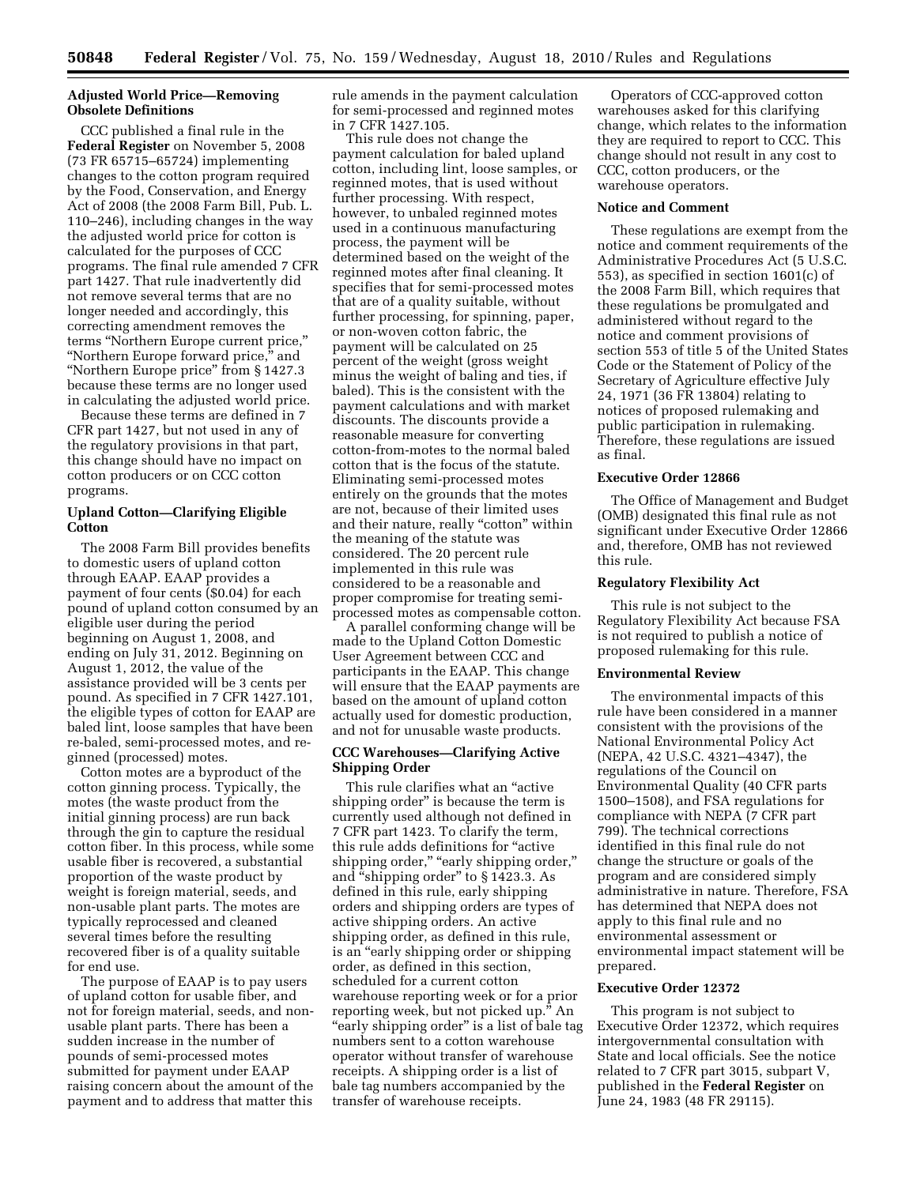### Adjusted World Price—Removing Obsolete Definitions

CCC published a final rule in the **Federal Register** on November 5, 2008 (73 FR 65715–65724) implementing changes to the cotton program required by the Food, Conservation, and Energy Act of 2008 (the 2008 Farm Bill, Pub. L. 110–246), including changes in the way the adjusted world price for cotton is calculated for the purposes of CCC programs. The final rule amended 7 CFR part 1427. That rule inadvertently did not remove several terms that are no longer needed and accordingly, this correcting amendment removes the terms "Northern Europe current price," "Northern Europe forward price," and "Northern Europe price" from § 1427.3 because these terms are no longer used in calculating the adjusted world price.

Because these terms are defined in 7 CFR part 1427, but not used in any of the regulatory provisions in that part, this change should have no impact on cotton producers or on CCC cotton programs.

### Upland Cotton—Clarifying Eligible Cotton

The 2008 Farm Bill provides benefits to domestic users of upland cotton through EAAP. EAAP provides a payment of four cents ($0.04) for each pound of upland cotton consumed by an eligible user during the period beginning on August 1, 2008, and ending on July 31, 2012. Beginning on August 1, 2012, the value of the assistance provided will be 3 cents per pound. As specified in 7 CFR 1427.101, the eligible types of cotton for EAAP are baled lint, loose samples that have been re-baled, semi-processed motes, and re-ginned (processed) motes.

Cotton motes are a byproduct of the cotton ginning process. Typically, the motes (the waste product from the initial ginning process) are run back through the gin to capture the residual cotton fiber. In this process, while some usable fiber is recovered, a substantial proportion of the waste product by weight is foreign material, seeds, and non-usable plant parts. The motes are typically reprocessed and cleaned several times before the resulting recovered fiber is of a quality suitable for end use.

The purpose of EAAP is to pay users of upland cotton for usable fiber, and not for foreign material, seeds, and non-usable plant parts. There has been a sudden increase in the number of pounds of semi-processed motes submitted for payment under EAAP raising concern about the amount of the payment and to address that matter this rule amends in the payment calculation for semi-processed and reginned motes in 7 CFR 1427.105.

This rule does not change the payment calculation for baled upland cotton, including lint, loose samples, or reginned motes, that is used without further processing. With respect, however, to unbaled reginned motes used in a continuous manufacturing process, the payment will be determined based on the weight of the reginned motes after final cleaning. It specifies that for semi-processed motes that are of a quality suitable, without further processing, for spinning, paper, or non-woven cotton fabric, the payment will be calculated on 25 percent of the weight (gross weight minus the weight of baling and ties, if baled). This is the consistent with the payment calculations and with market discounts. The discounts provide a reasonable measure for converting cotton-from-motes to the normal baled cotton that is the focus of the statute. Eliminating semi-processed motes entirely on the grounds that the motes are not, because of their limited uses and their nature, really "cotton" within the meaning of the statute was considered. The 20 percent rule implemented in this rule was considered to be a reasonable and proper compromise for treating semi-processed motes as compensable cotton.

A parallel conforming change will be made to the Upland Cotton Domestic User Agreement between CCC and participants in the EAAP. This change will ensure that the EAAP payments are based on the amount of upland cotton actually used for domestic production, and not for unusable waste products.

### CCC Warehouses—Clarifying Active Shipping Order

This rule clarifies what an "active shipping order" is because the term is currently used although not defined in 7 CFR part 1423. To clarify the term, this rule adds definitions for "active shipping order," "early shipping order," and "shipping order" to § 1423.3. As defined in this rule, early shipping orders and shipping orders are types of active shipping orders. An active shipping order, as defined in this rule, is an "early shipping order or shipping order, as defined in this section, scheduled for a current cotton warehouse reporting week or for a prior reporting week, but not picked up." An "early shipping order" is a list of bale tag numbers sent to a cotton warehouse operator without transfer of warehouse receipts. A shipping order is a list of bale tag numbers accompanied by the transfer of warehouse receipts.

Operators of CCC-approved cotton warehouses asked for this clarifying change, which relates to the information they are required to report to CCC. This change should not result in any cost to CCC, cotton producers, or the warehouse operators.

### Notice and Comment

These regulations are exempt from the notice and comment requirements of the Administrative Procedures Act (5 U.S.C. 553), as specified in section 1601(c) of the 2008 Farm Bill, which requires that these regulations be promulgated and administered without regard to the notice and comment provisions of section 553 of title 5 of the United States Code or the Statement of Policy of the Secretary of Agriculture effective July 24, 1971 (36 FR 13804) relating to notices of proposed rulemaking and public participation in rulemaking. Therefore, these regulations are issued as final.

### Executive Order 12866

The Office of Management and Budget (OMB) designated this final rule as not significant under Executive Order 12866 and, therefore, OMB has not reviewed this rule.

### Regulatory Flexibility Act

This rule is not subject to the Regulatory Flexibility Act because FSA is not required to publish a notice of proposed rulemaking for this rule.

### Environmental Review

The environmental impacts of this rule have been considered in a manner consistent with the provisions of the National Environmental Policy Act (NEPA, 42 U.S.C. 4321–4347), the regulations of the Council on Environmental Quality (40 CFR parts 1500–1508), and FSA regulations for compliance with NEPA (7 CFR part 799). The technical corrections identified in this final rule do not change the structure or goals of the program and are considered simply administrative in nature. Therefore, FSA has determined that NEPA does not apply to this final rule and no environmental assessment or environmental impact statement will be prepared.

### Executive Order 12372

This program is not subject to Executive Order 12372, which requires intergovernmental consultation with State and local officials. See the notice related to 7 CFR part 3015, subpart V, published in the **Federal Register** on June 24, 1983 (48 FR 29115).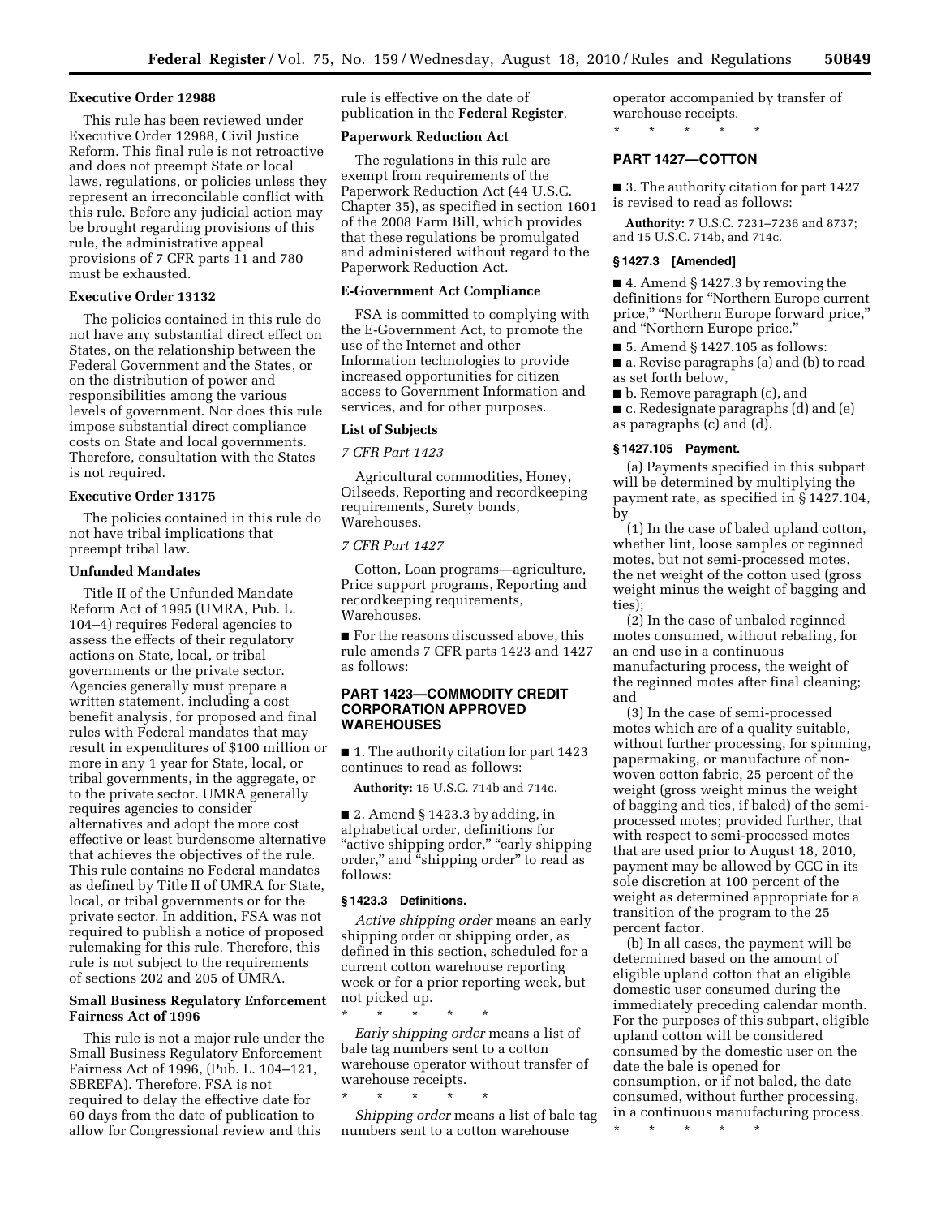**Executive Order 12988**

This rule has been reviewed under Executive Order 12988, Civil Justice Reform. This final rule is not retroactive and does not preempt State or local laws, regulations, or policies unless they represent an irreconcilable conflict with this rule. Before any judicial action may be brought regarding provisions of this rule, the administrative appeal provisions of 7 CFR parts 11 and 780 must be exhausted.

**Executive Order 13132**

The policies contained in this rule do not have any substantial direct effect on States, on the relationship between the Federal Government and the States, or on the distribution of power and responsibilities among the various levels of government. Nor does this rule impose substantial direct compliance costs on State and local governments. Therefore, consultation with the States is not required.

**Executive Order 13175**

The policies contained in this rule do not have tribal implications that preempt tribal law.

**Unfunded Mandates**

Title II of the Unfunded Mandate Reform Act of 1995 (UMRA, Pub. L. 104–4) requires Federal agencies to assess the effects of their regulatory actions on State, local, or tribal governments or the private sector. Agencies generally must prepare a written statement, including a cost benefit analysis, for proposed and final rules with Federal mandates that may result in expenditures of $100 million or more in any 1 year for State, local, or tribal governments, in the aggregate, or to the private sector. UMRA generally requires agencies to consider alternatives and adopt the more cost effective or least burdensome alternative that achieves the objectives of the rule. This rule contains no Federal mandates as defined by Title II of UMRA for State, local, or tribal governments or for the private sector. In addition, FSA was not required to publish a notice of proposed rulemaking for this rule. Therefore, this rule is not subject to the requirements of sections 202 and 205 of UMRA.

**Small Business Regulatory Enforcement Fairness Act of 1996**

This rule is not a major rule under the Small Business Regulatory Enforcement Fairness Act of 1996, (Pub. L. 104–121, SBREFA). Therefore, FSA is not required to delay the effective date for 60 days from the date of publication to allow for Congressional review and this rule is effective on the date of publication in the **Federal Register**.

**Paperwork Reduction Act**

The regulations in this rule are exempt from requirements of the Paperwork Reduction Act (44 U.S.C. Chapter 35), as specified in section 1601 of the 2008 Farm Bill, which provides that these regulations be promulgated and administered without regard to the Paperwork Reduction Act.

**E-Government Act Compliance**

FSA is committed to complying with the E-Government Act, to promote the use of the Internet and other Information technologies to provide increased opportunities for citizen access to Government Information and services, and for other purposes.

**List of Subjects**

*7 CFR Part 1423*

Agricultural commodities, Honey, Oilseeds, Reporting and recordkeeping requirements, Surety bonds, Warehouses.

*7 CFR Part 1427*

Cotton, Loan programs—agriculture, Price support programs, Reporting and recordkeeping requirements, Warehouses.

■ For the reasons discussed above, this rule amends 7 CFR parts 1423 and 1427 as follows:

**PART 1423—COMMODITY CREDIT CORPORATION APPROVED WAREHOUSES**

■ 1. The authority citation for part 1423 continues to read as follows:

**Authority:** 15 U.S.C. 714b and 714c.

■ 2. Amend § 1423.3 by adding, in alphabetical order, definitions for "active shipping order," "early shipping order," and "shipping order" to read as follows:

**§ 1423.3 Definitions.**

*Active shipping order* means an early shipping order or shipping order, as defined in this section, scheduled for a current cotton warehouse reporting week or for a prior reporting week, but not picked up.

\* \* \* \* \*

*Early shipping order* means a list of bale tag numbers sent to a cotton warehouse operator without transfer of warehouse receipts.

\* \* \* \* \*

*Shipping order* means a list of bale tag numbers sent to a cotton warehouse operator accompanied by transfer of warehouse receipts.

\* \* \* \* \*

**PART 1427—COTTON**

■ 3. The authority citation for part 1427 is revised to read as follows:

**Authority:** 7 U.S.C. 7231–7236 and 8737; and 15 U.S.C. 714b, and 714c.

**§ 1427.3 [Amended]**

■ 4. Amend § 1427.3 by removing the definitions for "Northern Europe current price," "Northern Europe forward price," and "Northern Europe price."

■ 5. Amend § 1427.105 as follows:

■ a. Revise paragraphs (a) and (b) to read as set forth below,

■ b. Remove paragraph (c), and

■ c. Redesignate paragraphs (d) and (e) as paragraphs (c) and (d).

**§ 1427.105 Payment.**

(a) Payments specified in this subpart will be determined by multiplying the payment rate, as specified in § 1427.104, by

(1) In the case of baled upland cotton, whether lint, loose samples or reginned motes, but not semi-processed motes, the net weight of the cotton used (gross weight minus the weight of bagging and ties);

(2) In the case of unbaled reginned motes consumed, without rebaling, for an end use in a continuous manufacturing process, the weight of the reginned motes after final cleaning; and

(3) In the case of semi-processed motes which are of a quality suitable, without further processing, for spinning, papermaking, or manufacture of non-woven cotton fabric, 25 percent of the weight (gross weight minus the weight of bagging and ties, if baled) of the semi-processed motes; provided further, that with respect to semi-processed motes that are used prior to August 18, 2010, payment may be allowed by CCC in its sole discretion at 100 percent of the weight as determined appropriate for a transition of the program to the 25 percent factor.

(b) In all cases, the payment will be determined based on the amount of eligible upland cotton that an eligible domestic user consumed during the immediately preceding calendar month. For the purposes of this subpart, eligible upland cotton will be considered consumed by the domestic user on the date the bale is opened for consumption, or if not baled, the date consumed, without further processing, in a continuous manufacturing process.

\* \* \* \* \*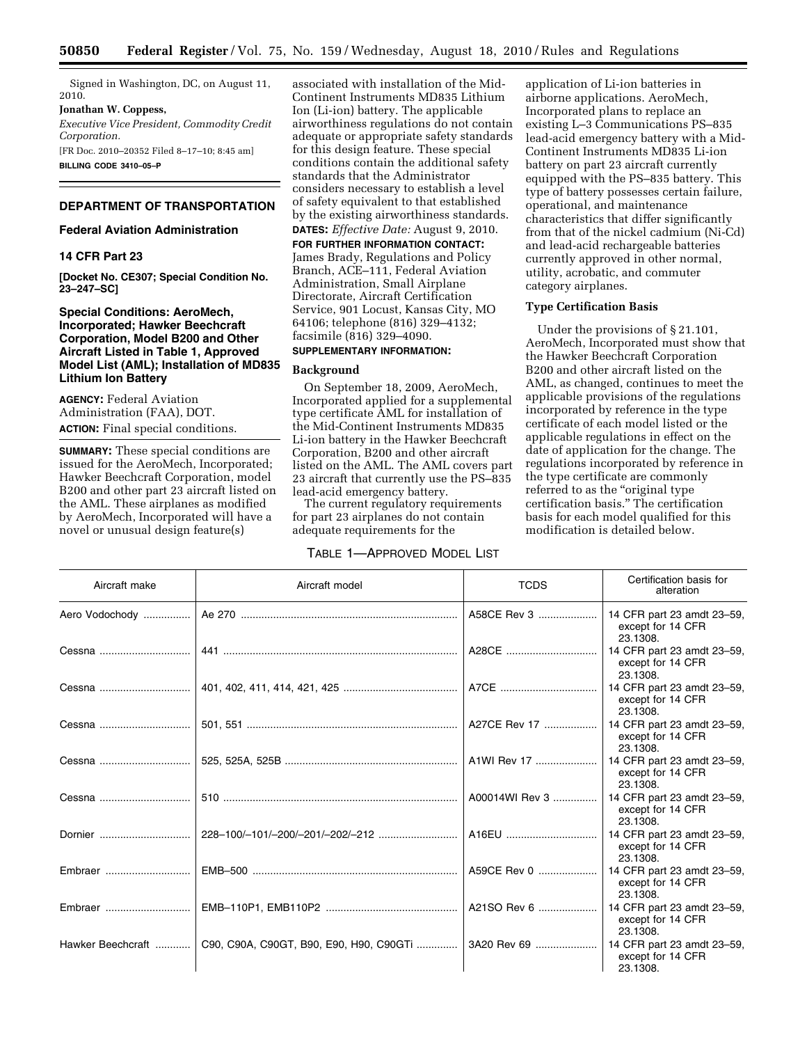Signed in Washington, DC, on August 11, 2010.

**Jonathan W. Coppess,**

*Executive Vice President, Commodity Credit Corporation.*

[FR Doc. 2010–20352 Filed 8–17–10; 8:45 am]

**BILLING CODE 3410–05–P**

## DEPARTMENT OF TRANSPORTATION

### Federal Aviation Administration

### 14 CFR Part 23

**[Docket No. CE307; Special Condition No. 23–247–SC]**

### Special Conditions: AeroMech, Incorporated; Hawker Beechcraft Corporation, Model B200 and Other Aircraft Listed in Table 1, Approved Model List (AML); Installation of MD835 Lithium Ion Battery

**AGENCY:** Federal Aviation Administration (FAA), DOT.

**ACTION:** Final special conditions.

**SUMMARY:** These special conditions are issued for the AeroMech, Incorporated; Hawker Beechcraft Corporation, model B200 and other part 23 aircraft listed on the AML. These airplanes as modified by AeroMech, Incorporated will have a novel or unusual design feature(s) associated with installation of the Mid-Continent Instruments MD835 Lithium Ion (Li-ion) battery. The applicable airworthiness regulations do not contain adequate or appropriate safety standards for this design feature. These special conditions contain the additional safety standards that the Administrator considers necessary to establish a level of safety equivalent to that established by the existing airworthiness standards.

**DATES:** *Effective Date:* August 9, 2010.

**FOR FURTHER INFORMATION CONTACT:** James Brady, Regulations and Policy Branch, ACE–111, Federal Aviation Administration, Small Airplane Directorate, Aircraft Certification Service, 901 Locust, Kansas City, MO 64106; telephone (816) 329–4132; facsimile (816) 329–4090.

**SUPPLEMENTARY INFORMATION:**

**Background**

On September 18, 2009, AeroMech, Incorporated applied for a supplemental type certificate AML for installation of the Mid-Continent Instruments MD835 Li-ion battery in the Hawker Beechcraft Corporation, B200 and other aircraft listed on the AML. The AML covers part 23 aircraft that currently use the PS–835 lead-acid emergency battery.

The current regulatory requirements for part 23 airplanes do not contain adequate requirements for the application of Li-ion batteries in airborne applications. AeroMech, Incorporated plans to replace an existing L–3 Communications PS–835 lead-acid emergency battery with a Mid-Continent Instruments MD835 Li-ion battery on part 23 aircraft currently equipped with the PS–835 battery. This type of battery possesses certain failure, operational, and maintenance characteristics that differ significantly from that of the nickel cadmium (Ni-Cd) and lead-acid rechargeable batteries currently approved in other normal, utility, acrobatic, and commuter category airplanes.

**Type Certification Basis**

Under the provisions of § 21.101, AeroMech, Incorporated must show that the Hawker Beechcraft Corporation B200 and other aircraft listed on the AML, as changed, continues to meet the applicable provisions of the regulations incorporated by reference in the type certificate of each model listed or the applicable regulations in effect on the date of application for the change. The regulations incorporated by reference in the type certificate are commonly referred to as the "original type certification basis." The certification basis for each model qualified for this modification is detailed below.

TABLE 1—APPROVED MODEL LIST

| Aircraft make | Aircraft model | TCDS | Certification basis for alteration |
|---|---|---|---|
| Aero Vodochody | Ae 270 | A58CE Rev 3 | 14 CFR part 23 amdt 23–59, except for 14 CFR 23.1308. |
| Cessna | 441 | A28CE | 14 CFR part 23 amdt 23–59, except for 14 CFR 23.1308. |
| Cessna | 401, 402, 411, 414, 421, 425 | A7CE | 14 CFR part 23 amdt 23–59, except for 14 CFR 23.1308. |
| Cessna | 501, 551 | A27CE Rev 17 | 14 CFR part 23 amdt 23–59, except for 14 CFR 23.1308. |
| Cessna | 525, 525A, 525B | A1WI Rev 17 | 14 CFR part 23 amdt 23–59, except for 14 CFR 23.1308. |
| Cessna | 510 | A00014WI Rev 3 | 14 CFR part 23 amdt 23–59, except for 14 CFR 23.1308. |
| Dornier | 228–100/–101/–200/–201/–202/–212 | A16EU | 14 CFR part 23 amdt 23–59, except for 14 CFR 23.1308. |
| Embraer | EMB–500 | A59CE Rev 0 | 14 CFR part 23 amdt 23–59, except for 14 CFR 23.1308. |
| Embraer | EMB–110P1, EMB110P2 | A21SO Rev 6 | 14 CFR part 23 amdt 23–59, except for 14 CFR 23.1308. |
| Hawker Beechcraft | C90, C90A, C90GT, B90, E90, H90, C90GTi | 3A20 Rev 69 | 14 CFR part 23 amdt 23–59, except for 14 CFR 23.1308. |